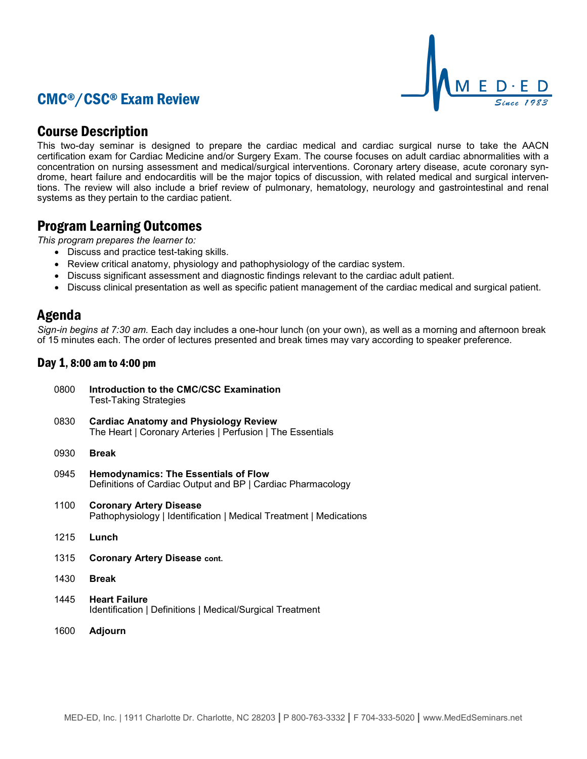# CMC®/CSC® Exam Review

## Course Description

This two-day seminar is designed to prepare the cardiac medical and cardiac surgical nurse to take the AACN certification exam for Cardiac Medicine and/or Surgery Exam. The course focuses on adult cardiac abnormalities with a concentration on nursing assessment and medical/surgical interventions. Coronary artery disease, acute coronary syndrome, heart failure and endocarditis will be the major topics of discussion, with related medical and surgical interventions. The review will also include a brief review of pulmonary, hematology, neurology and gastrointestinal and renal systems as they pertain to the cardiac patient.

## Program Learning Outcomes

*This program prepares the learner to:*

- Discuss and practice test-taking skills.
- Review critical anatomy, physiology and pathophysiology of the cardiac system.
- Discuss significant assessment and diagnostic findings relevant to the cardiac adult patient.
- Discuss clinical presentation as well as specific patient management of the cardiac medical and surgical patient.

## Agenda

*Sign-in begins at 7:30 am.* Each day includes a one-hour lunch (on your own), as well as a morning and afternoon break of 15 minutes each. The order of lectures presented and break times may vary according to speaker preference.

### Day 1, 8:00 am to 4:00 pm

0800 **Introduction to the CMC/CSC Examination**
Test-Taking Strategies

0830 **Cardiac Anatomy and Physiology Review**
The Heart | Coronary Arteries | Perfusion | The Essentials

0930 **Break**

0945 **Hemodynamics: The Essentials of Flow**
Definitions of Cardiac Output and BP | Cardiac Pharmacology

1100 **Coronary Artery Disease**
Pathophysiology | Identification | Medical Treatment | Medications

1215 **Lunch**

1315 **Coronary Artery Disease cont.**

1430 **Break**

1445 **Heart Failure**
Identification | Definitions | Medical/Surgical Treatment

1600 **Adjourn**

MED-ED, Inc. | 1911 Charlotte Dr. Charlotte, NC 28203 | P 800-763-3332 | F 704-333-5020 | www.MedEdSeminars.net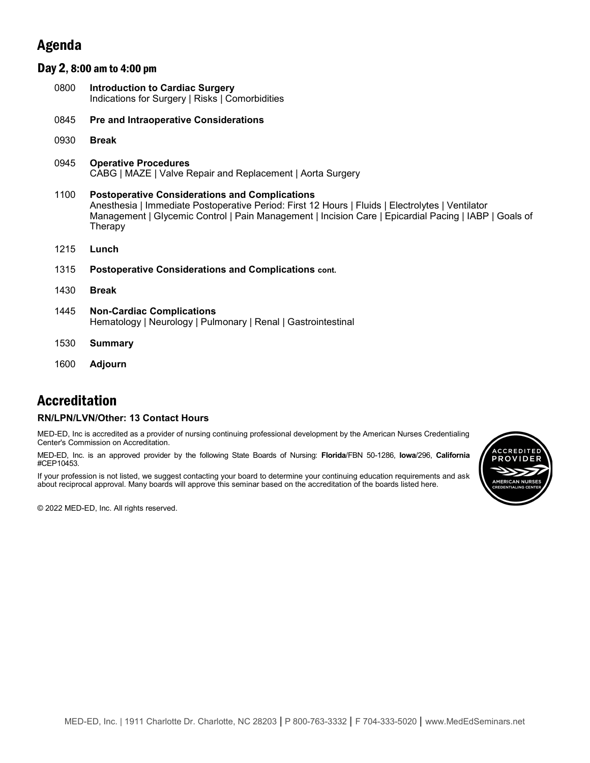## Agenda

### Day 2, 8:00 am to 4:00 pm

0800 **Introduction to Cardiac Surgery**
Indications for Surgery | Risks | Comorbidities

0845 **Pre and Intraoperative Considerations**

0930 **Break**

0945 **Operative Procedures**
CABG | MAZE | Valve Repair and Replacement | Aorta Surgery

1100 **Postoperative Considerations and Complications**
Anesthesia | Immediate Postoperative Period: First 12 Hours | Fluids | Electrolytes | Ventilator Management | Glycemic Control | Pain Management | Incision Care | Epicardial Pacing | IABP | Goals of Therapy

1215 **Lunch**

1315 **Postoperative Considerations and Complications cont.**

1430 **Break**

1445 **Non-Cardiac Complications**
Hematology | Neurology | Pulmonary | Renal | Gastrointestinal

1530 **Summary**

1600 **Adjourn**

## Accreditation

**RN/LPN/LVN/Other: 13 Contact Hours**

MED-ED, Inc is accredited as a provider of nursing continuing professional development by the American Nurses Credentialing Center's Commission on Accreditation.

MED-ED, Inc. is an approved provider by the following State Boards of Nursing: **Florida**/FBN 50-1286, **Iowa**/296, **California** #CEP10453.

If your profession is not listed, we suggest contacting your board to determine your continuing education requirements and ask about reciprocal approval. Many boards will approve this seminar based on the accreditation of the boards listed here.

ACCREDITED PROVIDER
AMERICAN NURSES CREDENTIALING CENTER

© 2022 MED-ED, Inc. All rights reserved.

MED-ED, Inc. | 1911 Charlotte Dr. Charlotte, NC 28203 | P 800-763-3332 | F 704-333-5020 | www.MedEdSeminars.net